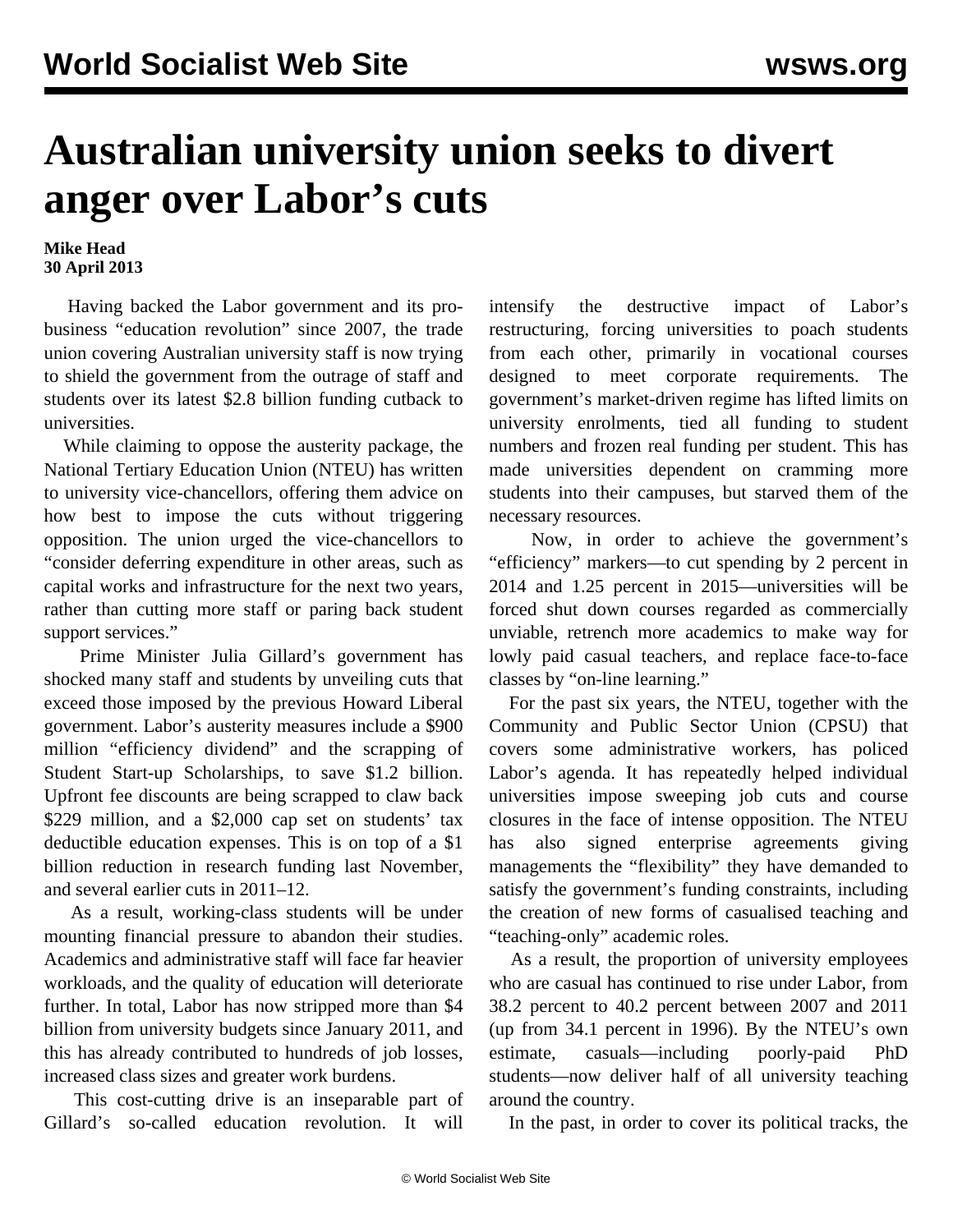# Australian university union seeks to divert anger over Labor's cuts

**Mike Head**
**30 April 2013**

Having backed the Labor government and its pro-business "education revolution" since 2007, the trade union covering Australian university staff is now trying to shield the government from the outrage of staff and students over its latest $2.8 billion funding cutback to universities.

While claiming to oppose the austerity package, the National Tertiary Education Union (NTEU) has written to university vice-chancellors, offering them advice on how best to impose the cuts without triggering opposition. The union urged the vice-chancellors to "consider deferring expenditure in other areas, such as capital works and infrastructure for the next two years, rather than cutting more staff or paring back student support services."

Prime Minister Julia Gillard's government has shocked many staff and students by unveiling cuts that exceed those imposed by the previous Howard Liberal government. Labor's austerity measures include a $900 million "efficiency dividend" and the scrapping of Student Start-up Scholarships, to save $1.2 billion. Upfront fee discounts are being scrapped to claw back $229 million, and a $2,000 cap set on students' tax deductible education expenses. This is on top of a $1 billion reduction in research funding last November, and several earlier cuts in 2011–12.

As a result, working-class students will be under mounting financial pressure to abandon their studies. Academics and administrative staff will face far heavier workloads, and the quality of education will deteriorate further. In total, Labor has now stripped more than $4 billion from university budgets since January 2011, and this has already contributed to hundreds of job losses, increased class sizes and greater work burdens.

This cost-cutting drive is an inseparable part of Gillard's so-called education revolution. It will intensify the destructive impact of Labor's restructuring, forcing universities to poach students from each other, primarily in vocational courses designed to meet corporate requirements. The government's market-driven regime has lifted limits on university enrolments, tied all funding to student numbers and frozen real funding per student. This has made universities dependent on cramming more students into their campuses, but starved them of the necessary resources.

Now, in order to achieve the government's "efficiency" markers—to cut spending by 2 percent in 2014 and 1.25 percent in 2015—universities will be forced shut down courses regarded as commercially unviable, retrench more academics to make way for lowly paid casual teachers, and replace face-to-face classes by "on-line learning."

For the past six years, the NTEU, together with the Community and Public Sector Union (CPSU) that covers some administrative workers, has policed Labor's agenda. It has repeatedly helped individual universities impose sweeping job cuts and course closures in the face of intense opposition. The NTEU has also signed enterprise agreements giving managements the "flexibility" they have demanded to satisfy the government's funding constraints, including the creation of new forms of casualised teaching and "teaching-only" academic roles.

As a result, the proportion of university employees who are casual has continued to rise under Labor, from 38.2 percent to 40.2 percent between 2007 and 2011 (up from 34.1 percent in 1996). By the NTEU's own estimate, casuals—including poorly-paid PhD students—now deliver half of all university teaching around the country.

In the past, in order to cover its political tracks, the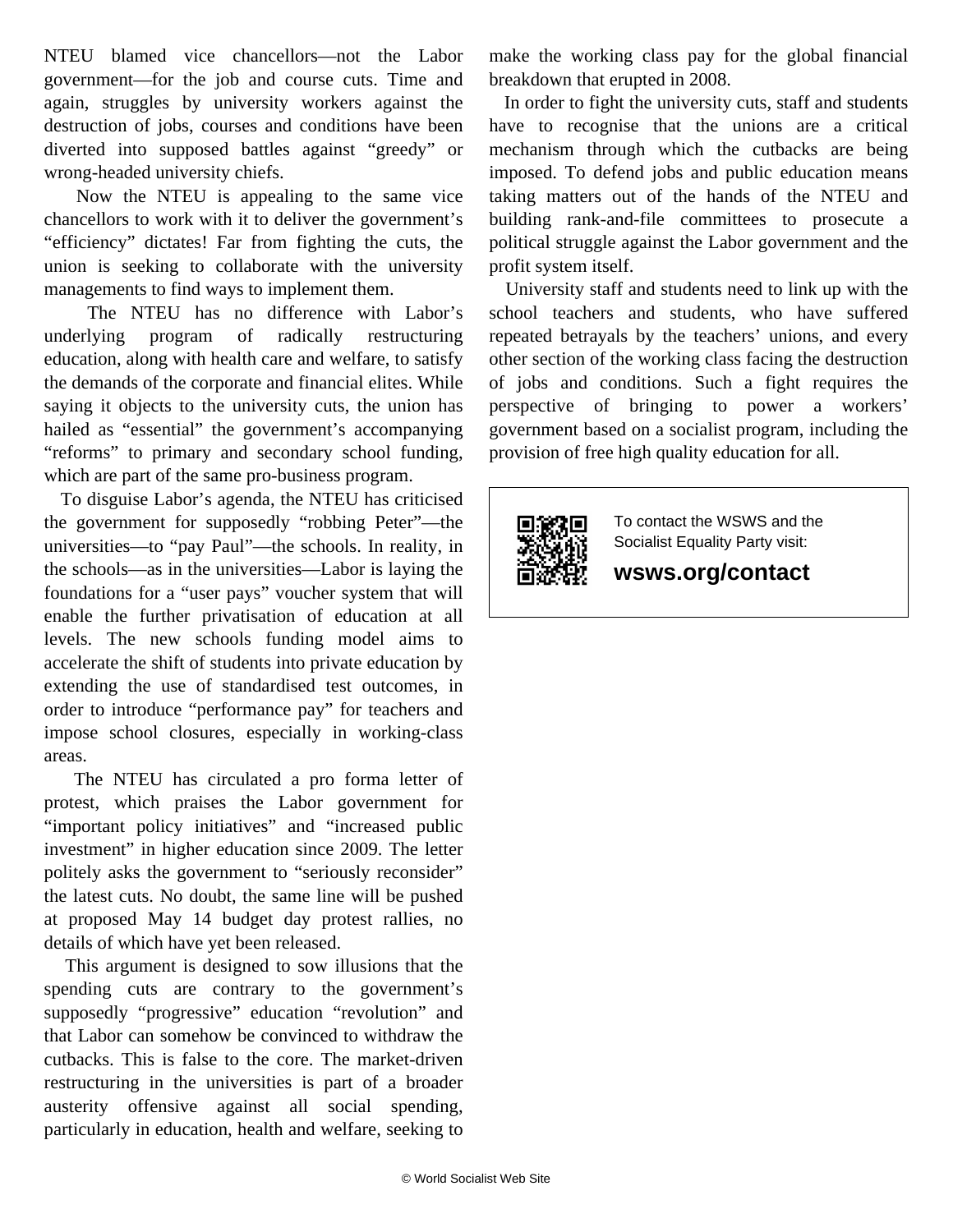NTEU blamed vice chancellors—not the Labor government—for the job and course cuts. Time and again, struggles by university workers against the destruction of jobs, courses and conditions have been diverted into supposed battles against “greedy” or wrong-headed university chiefs.

Now the NTEU is appealing to the same vice chancellors to work with it to deliver the government’s “efficiency” dictates! Far from fighting the cuts, the union is seeking to collaborate with the university managements to find ways to implement them.

The NTEU has no difference with Labor’s underlying program of radically restructuring education, along with health care and welfare, to satisfy the demands of the corporate and financial elites. While saying it objects to the university cuts, the union has hailed as “essential” the government’s accompanying “reforms” to primary and secondary school funding, which are part of the same pro-business program.

To disguise Labor’s agenda, the NTEU has criticised the government for supposedly “robbing Peter”—the universities—to “pay Paul”—the schools. In reality, in the schools—as in the universities—Labor is laying the foundations for a “user pays” voucher system that will enable the further privatisation of education at all levels. The new schools funding model aims to accelerate the shift of students into private education by extending the use of standardised test outcomes, in order to introduce “performance pay” for teachers and impose school closures, especially in working-class areas.

The NTEU has circulated a pro forma letter of protest, which praises the Labor government for “important policy initiatives” and “increased public investment” in higher education since 2009. The letter politely asks the government to “seriously reconsider” the latest cuts. No doubt, the same line will be pushed at proposed May 14 budget day protest rallies, no details of which have yet been released.

This argument is designed to sow illusions that the spending cuts are contrary to the government’s supposedly “progressive” education “revolution” and that Labor can somehow be convinced to withdraw the cutbacks. This is false to the core. The market-driven restructuring in the universities is part of a broader austerity offensive against all social spending, particularly in education, health and welfare, seeking to make the working class pay for the global financial breakdown that erupted in 2008.

In order to fight the university cuts, staff and students have to recognise that the unions are a critical mechanism through which the cutbacks are being imposed. To defend jobs and public education means taking matters out of the hands of the NTEU and building rank-and-file committees to prosecute a political struggle against the Labor government and the profit system itself.

University staff and students need to link up with the school teachers and students, who have suffered repeated betrayals by the teachers’ unions, and every other section of the working class facing the destruction of jobs and conditions. Such a fight requires the perspective of bringing to power a workers’ government based on a socialist program, including the provision of free high quality education for all.

To contact the WSWS and the Socialist Equality Party visit:

**wsws.org/contact**